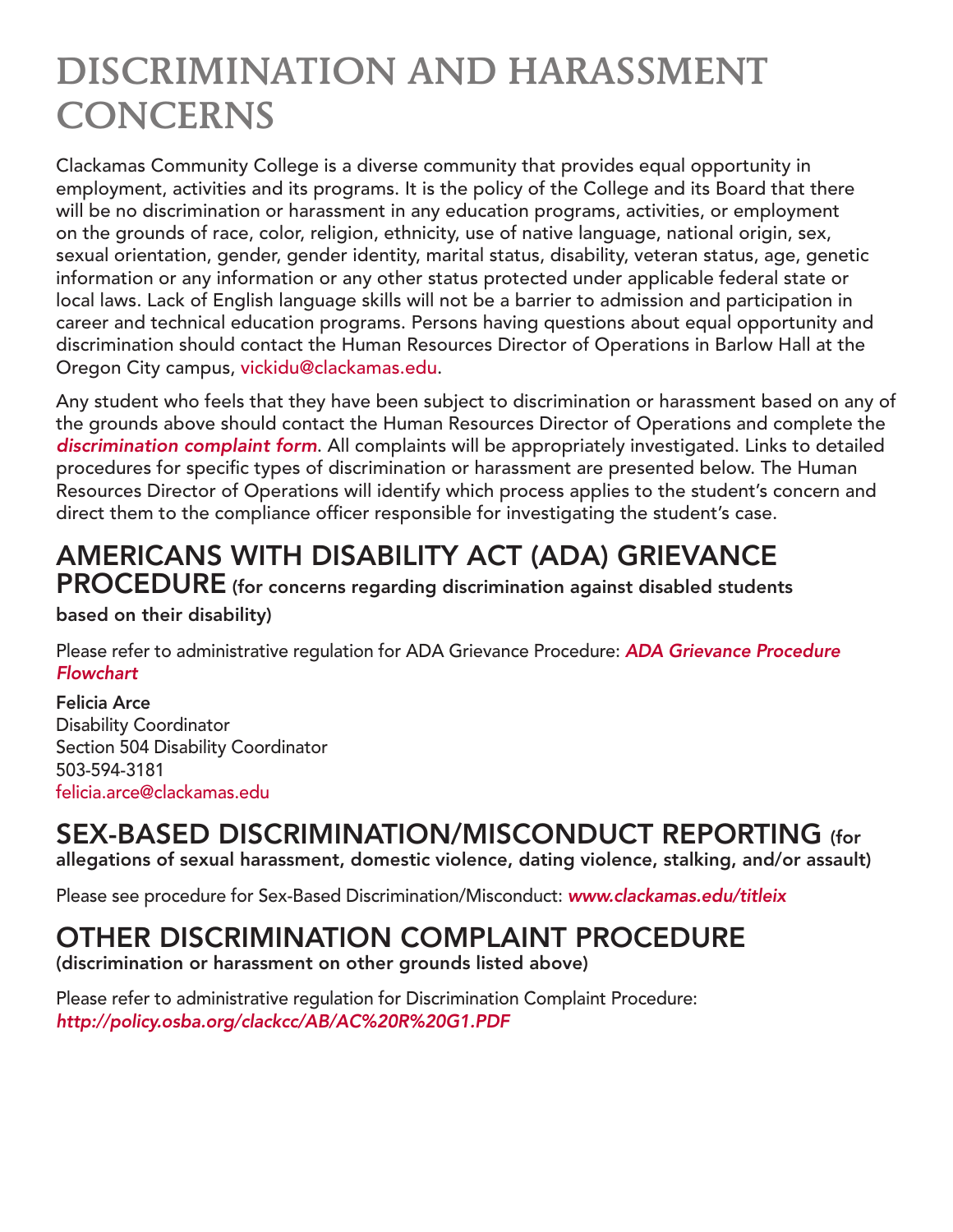# DISCRIMINATION AND HARASSMENT CONCERNS

Clackamas Community College is a diverse community that provides equal opportunity in employment, activities and its programs. It is the policy of the College and its Board that there will be no discrimination or harassment in any education programs, activities, or employment on the grounds of race, color, religion, ethnicity, use of native language, national origin, sex, sexual orientation, gender, gender identity, marital status, disability, veteran status, age, genetic information or any information or any other status protected under applicable federal state or local laws. Lack of English language skills will not be a barrier to admission and participation in career and technical education programs. Persons having questions about equal opportunity and discrimination should contact the Human Resources Director of Operations in Barlow Hall at the Oregon City campus, vickidu@clackamas.edu.

Any student who feels that they have been subject to discrimination or harassment based on any of the grounds above should contact the Human Resources Director of Operations and complete the ***discrimination complaint form***. All complaints will be appropriately investigated. Links to detailed procedures for specific types of discrimination or harassment are presented below. The Human Resources Director of Operations will identify which process applies to the student's concern and direct them to the compliance officer responsible for investigating the student's case.

## AMERICANS WITH DISABILITY ACT (ADA) GRIEVANCE PROCEDURE (for concerns regarding discrimination against disabled students based on their disability)

Please refer to administrative regulation for ADA Grievance Procedure: ***ADA Grievance Procedure Flowchart***

**Felicia Arce**
Disability Coordinator
Section 504 Disability Coordinator
503-594-3181
felicia.arce@clackamas.edu

## SEX-BASED DISCRIMINATION/MISCONDUCT REPORTING (for allegations of sexual harassment, domestic violence, dating violence, stalking, and/or assault)

Please see procedure for Sex-Based Discrimination/Misconduct: ***www.clackamas.edu/titleix***

## OTHER DISCRIMINATION COMPLAINT PROCEDURE (discrimination or harassment on other grounds listed above)

Please refer to administrative regulation for Discrimination Complaint Procedure:
***http://policy.osba.org/clackcc/AB/AC%20R%20G1.PDF***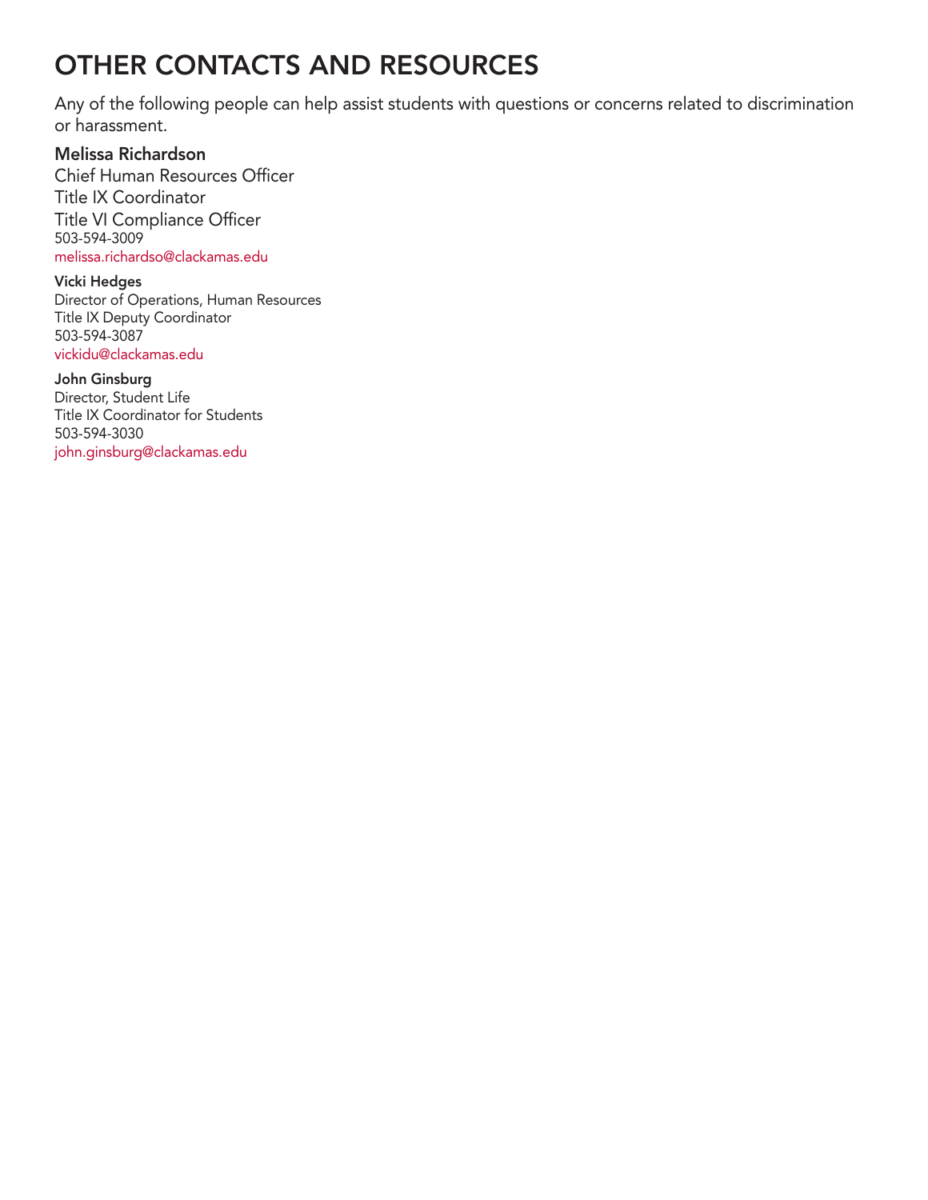# OTHER CONTACTS AND RESOURCES

Any of the following people can help assist students with questions or concerns related to discrimination or harassment.

**Melissa Richardson**
Chief Human Resources Officer
Title IX Coordinator
Title VI Compliance Officer
503-594-3009
melissa.richardso@clackamas.edu

**Vicki Hedges**
Director of Operations, Human Resources
Title IX Deputy Coordinator
503-594-3087
vickidu@clackamas.edu

**John Ginsburg**
Director, Student Life
Title IX Coordinator for Students
503-594-3030
john.ginsburg@clackamas.edu